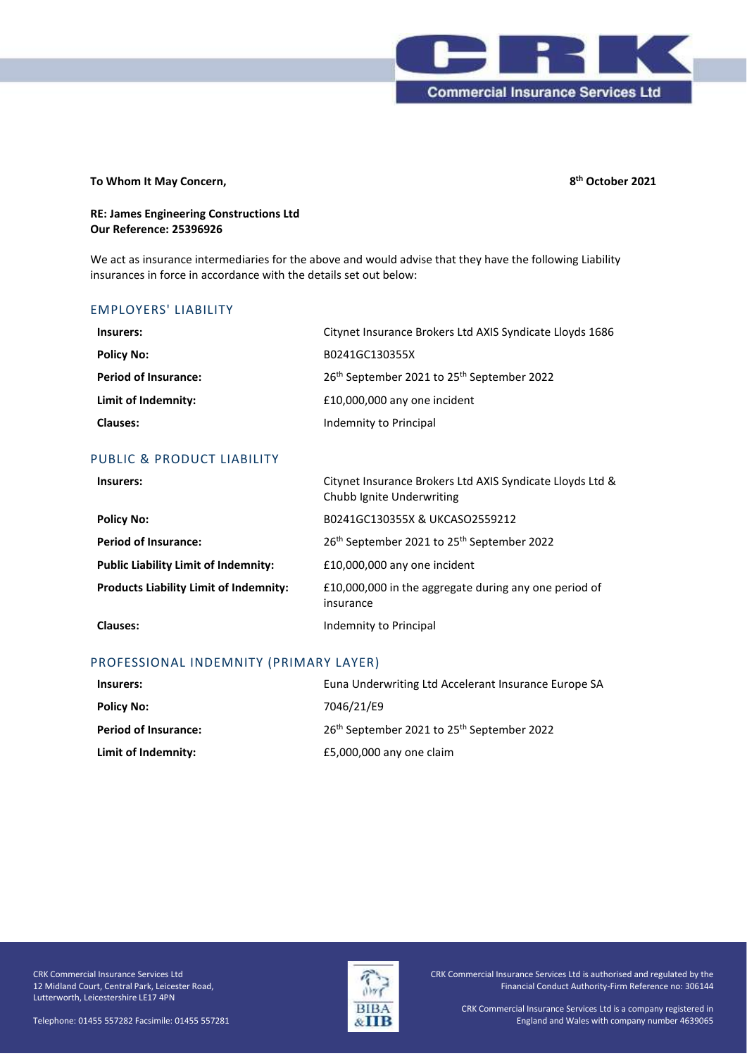**To Whom It May Concern,**

**8th October 2021**

**RE: James Engineering Constructions Ltd**
**Our Reference: 25396926**

We act as insurance intermediaries for the above and would advise that they have the following Liability insurances in force in accordance with the details set out below:

## EMPLOYERS' LIABILITY

| | |
|---|---|
| **Insurers:** | Citynet Insurance Brokers Ltd AXIS Syndicate Lloyds 1686 |
| **Policy No:** | B0241GC130355X |
| **Period of Insurance:** | 26th September 2021 to 25th September 2022 |
| **Limit of Indemnity:** | £10,000,000 any one incident |
| **Clauses:** | Indemnity to Principal |

## PUBLIC & PRODUCT LIABILITY

| | |
|---|---|
| **Insurers:** | Citynet Insurance Brokers Ltd AXIS Syndicate Lloyds Ltd & Chubb Ignite Underwriting |
| **Policy No:** | B0241GC130355X & UKCASO2559212 |
| **Period of Insurance:** | 26th September 2021 to 25th September 2022 |
| **Public Liability Limit of Indemnity:** | £10,000,000 any one incident |
| **Products Liability Limit of Indemnity:** | £10,000,000 in the aggregate during any one period of insurance |
| **Clauses:** | Indemnity to Principal |

## PROFESSIONAL INDEMNITY (PRIMARY LAYER)

| | |
|---|---|
| **Insurers:** | Euna Underwriting Ltd Accelerant Insurance Europe SA |
| **Policy No:** | 7046/21/E9 |
| **Period of Insurance:** | 26th September 2021 to 25th September 2022 |
| **Limit of Indemnity:** | £5,000,000 any one claim |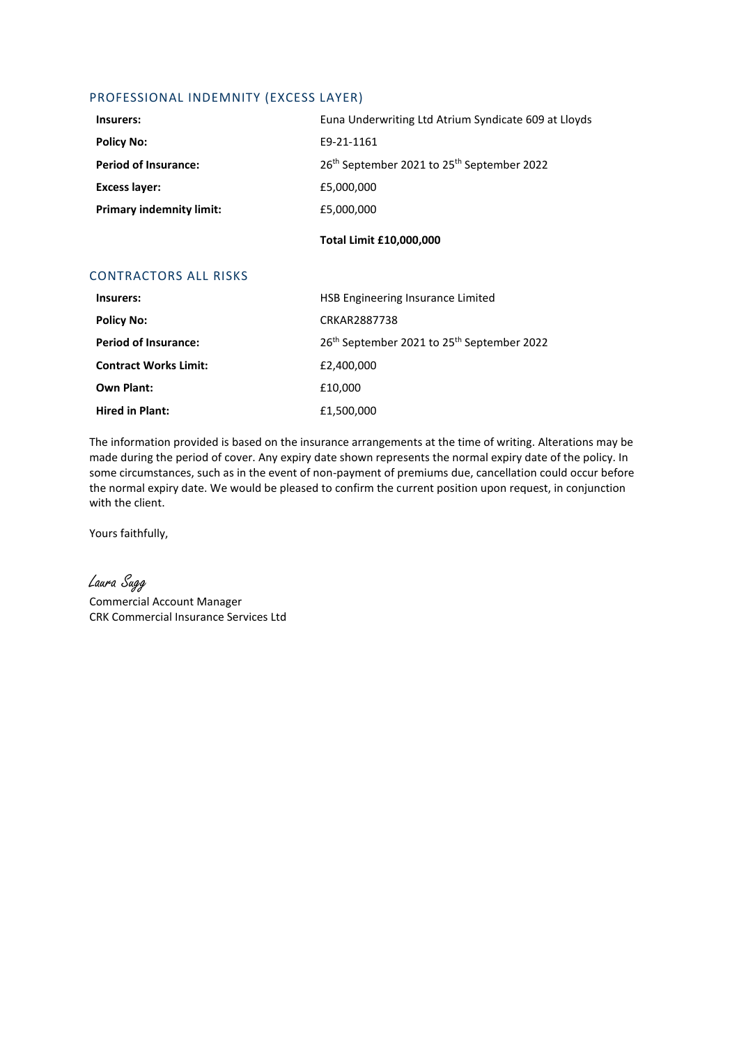## PROFESSIONAL INDEMNITY (EXCESS LAYER)

| | |
|---|---|
| **Insurers:** | Euna Underwriting Ltd Atrium Syndicate 609 at Lloyds |
| **Policy No:** | E9-21-1161 |
| **Period of Insurance:** | 26th September 2021 to 25th September 2022 |
| **Excess layer:** | £5,000,000 |
| **Primary indemnity limit:** | £5,000,000 |
| | **Total Limit £10,000,000** |

## CONTRACTORS ALL RISKS

| | |
|---|---|
| **Insurers:** | HSB Engineering Insurance Limited |
| **Policy No:** | CRKAR2887738 |
| **Period of Insurance:** | 26th September 2021 to 25th September 2022 |
| **Contract Works Limit:** | £2,400,000 |
| **Own Plant:** | £10,000 |
| **Hired in Plant:** | £1,500,000 |

The information provided is based on the insurance arrangements at the time of writing. Alterations may be made during the period of cover. Any expiry date shown represents the normal expiry date of the policy. In some circumstances, such as in the event of non-payment of premiums due, cancellation could occur before the normal expiry date. We would be pleased to confirm the current position upon request, in conjunction with the client.

Yours faithfully,

*Laura Sugg*

Commercial Account Manager
CRK Commercial Insurance Services Ltd